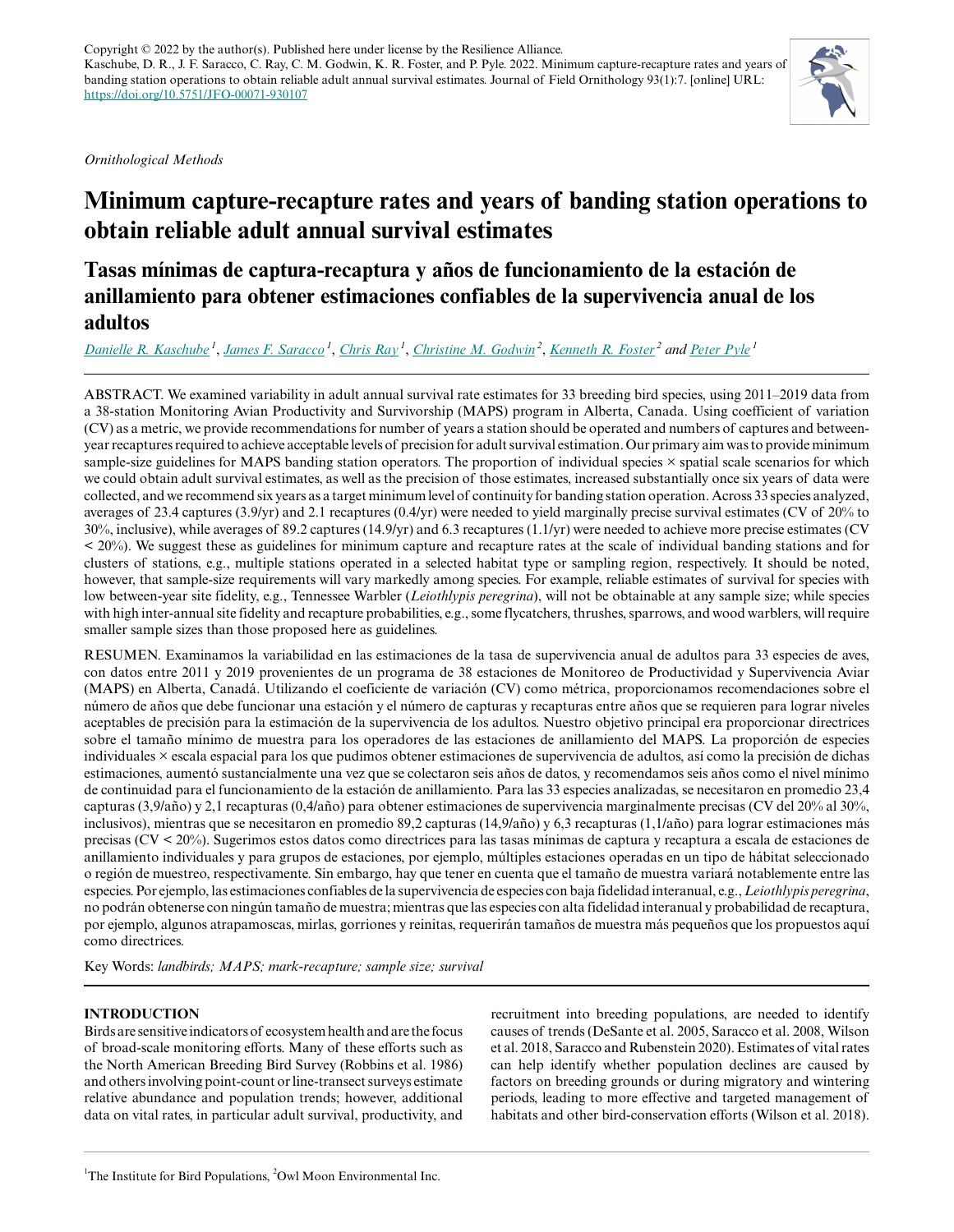Copyright © 2022 by the author(s). Published here under license by the Resilience Alliance.
Kaschube, D. R., J. F. Saracco, C. Ray, C. M. Godwin, K. R. Foster, and P. Pyle. 2022. Minimum capture-recapture rates and years of banding station operations to obtain reliable adult annual survival estimates. Journal of Field Ornithology 93(1):7. [online] URL: https://doi.org/10.5751/JFO-00071-930107

*Ornithological Methods*

# Minimum capture-recapture rates and years of banding station operations to obtain reliable adult annual survival estimates

## Tasas mínimas de captura-recaptura y años de funcionamiento de la estación de anillamiento para obtener estimaciones confiables de la supervivencia anual de los adultos

*Danielle R. Kaschube* [1], *James F. Saracco* [1], *Chris Ray* [1], *Christine M. Godwin* [2], *Kenneth R. Foster* [2] and *Peter Pyle* [1]

ABSTRACT. We examined variability in adult annual survival rate estimates for 33 breeding bird species, using 2011–2019 data from a 38-station Monitoring Avian Productivity and Survivorship (MAPS) program in Alberta, Canada. Using coefficient of variation (CV) as a metric, we provide recommendations for number of years a station should be operated and numbers of captures and between-year recaptures required to achieve acceptable levels of precision for adult survival estimation. Our primary aim was to provide minimum sample-size guidelines for MAPS banding station operators. The proportion of individual species × spatial scale scenarios for which we could obtain adult survival estimates, as well as the precision of those estimates, increased substantially once six years of data were collected, and we recommend six years as a target minimum level of continuity for banding station operation. Across 33 species analyzed, averages of 23.4 captures (3.9/yr) and 2.1 recaptures (0.4/yr) were needed to yield marginally precise survival estimates (CV of 20% to 30%, inclusive), while averages of 89.2 captures (14.9/yr) and 6.3 recaptures (1.1/yr) were needed to achieve more precise estimates (CV < 20%). We suggest these as guidelines for minimum capture and recapture rates at the scale of individual banding stations and for clusters of stations, e.g., multiple stations operated in a selected habitat type or sampling region, respectively. It should be noted, however, that sample-size requirements will vary markedly among species. For example, reliable estimates of survival for species with low between-year site fidelity, e.g., Tennessee Warbler (*Leiothlypis peregrina*), will not be obtainable at any sample size; while species with high inter-annual site fidelity and recapture probabilities, e.g., some flycatchers, thrushes, sparrows, and wood warblers, will require smaller sample sizes than those proposed here as guidelines.

RESUMEN. Examinamos la variabilidad en las estimaciones de la tasa de supervivencia anual de adultos para 33 especies de aves, con datos entre 2011 y 2019 provenientes de un programa de 38 estaciones de Monitoreo de Productividad y Supervivencia Aviar (MAPS) en Alberta, Canadá. Utilizando el coeficiente de variación (CV) como métrica, proporcionamos recomendaciones sobre el número de años que debe funcionar una estación y el número de capturas y recapturas entre años que se requieren para lograr niveles aceptables de precisión para la estimación de la supervivencia de los adultos. Nuestro objetivo principal era proporcionar directrices sobre el tamaño mínimo de muestra para los operadores de las estaciones de anillamiento del MAPS. La proporción de especies individuales × escala espacial para los que pudimos obtener estimaciones de supervivencia de adultos, así como la precisión de dichas estimaciones, aumentó sustancialmente una vez que se colectaron seis años de datos, y recomendamos seis años como el nivel mínimo de continuidad para el funcionamiento de la estación de anillamiento. Para las 33 especies analizadas, se necesitaron en promedio 23,4 capturas (3,9/año) y 2,1 recapturas (0,4/año) para obtener estimaciones de supervivencia marginalmente precisas (CV del 20% al 30%, inclusivos), mientras que se necesitaron en promedio 89,2 capturas (14,9/año) y 6,3 recapturas (1,1/año) para lograr estimaciones más precisas (CV < 20%). Sugerimos estos datos como directrices para las tasas mínimas de captura y recaptura a escala de estaciones de anillamiento individuales y para grupos de estaciones, por ejemplo, múltiples estaciones operadas en un tipo de hábitat seleccionado o región de muestreo, respectivamente. Sin embargo, hay que tener en cuenta que el tamaño de muestra variará notablemente entre las especies. Por ejemplo, las estimaciones confiables de la supervivencia de especies con baja fidelidad interanual, e.g., *Leiothlypis peregrina*, no podrán obtenerse con ningún tamaño de muestra; mientras que las especies con alta fidelidad interanual y probabilidad de recaptura, por ejemplo, algunos atrapamoscas, mirlas, gorriones y reinitas, requerirán tamaños de muestra más pequeños que los propuestos aquí como directrices.

Key Words: *landbirds; MAPS; mark-recapture; sample size; survival*

## INTRODUCTION

Birds are sensitive indicators of ecosystem health and are the focus of broad-scale monitoring efforts. Many of these efforts such as the North American Breeding Bird Survey (Robbins et al. 1986) and others involving point-count or line-transect surveys estimate relative abundance and population trends; however, additional data on vital rates, in particular adult survival, productivity, and recruitment into breeding populations, are needed to identify causes of trends (DeSante et al. 2005, Saracco et al. 2008, Wilson et al. 2018, Saracco and Rubenstein 2020). Estimates of vital rates can help identify whether population declines are caused by factors on breeding grounds or during migratory and wintering periods, leading to more effective and targeted management of habitats and other bird-conservation efforts (Wilson et al. 2018).

[1]The Institute for Bird Populations, [2]Owl Moon Environmental Inc.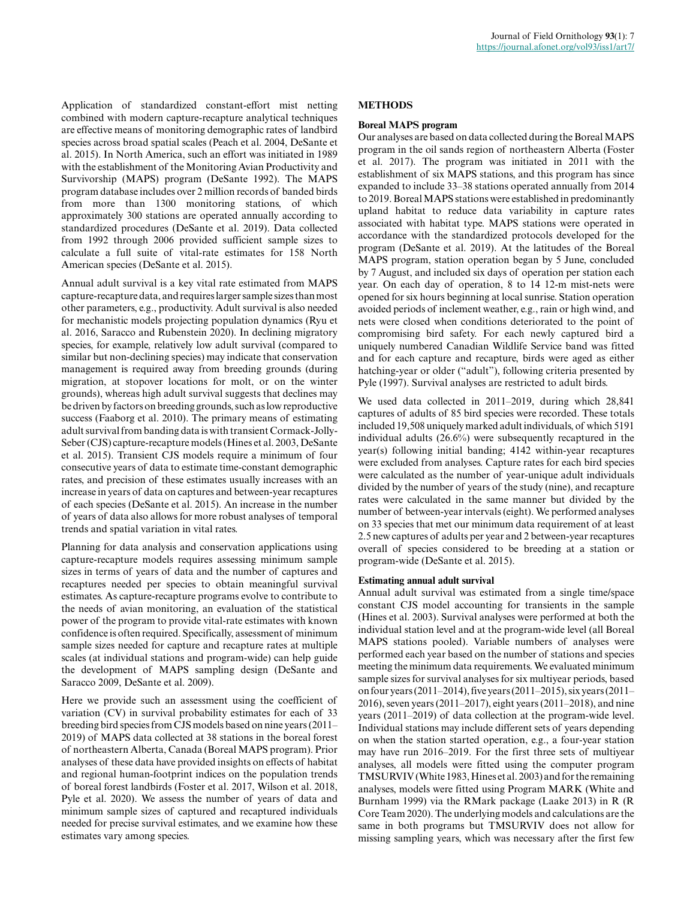Application of standardized constant-effort mist netting combined with modern capture-recapture analytical techniques are effective means of monitoring demographic rates of landbird species across broad spatial scales (Peach et al. 2004, DeSante et al. 2015). In North America, such an effort was initiated in 1989 with the establishment of the Monitoring Avian Productivity and Survivorship (MAPS) program (DeSante 1992). The MAPS program database includes over 2 million records of banded birds from more than 1300 monitoring stations, of which approximately 300 stations are operated annually according to standardized procedures (DeSante et al. 2019). Data collected from 1992 through 2006 provided sufficient sample sizes to calculate a full suite of vital-rate estimates for 158 North American species (DeSante et al. 2015).

Annual adult survival is a key vital rate estimated from MAPS capture-recapture data, and requires larger sample sizes than most other parameters, e.g., productivity. Adult survival is also needed for mechanistic models projecting population dynamics (Ryu et al. 2016, Saracco and Rubenstein 2020). In declining migratory species, for example, relatively low adult survival (compared to similar but non-declining species) may indicate that conservation management is required away from breeding grounds (during migration, at stopover locations for molt, or on the winter grounds), whereas high adult survival suggests that declines may be driven by factors on breeding grounds, such as low reproductive success (Faaborg et al. 2010). The primary means of estimating adult survival from banding data is with transient Cormack-Jolly-Seber (CJS) capture-recapture models (Hines et al. 2003, DeSante et al. 2015). Transient CJS models require a minimum of four consecutive years of data to estimate time-constant demographic rates, and precision of these estimates usually increases with an increase in years of data on captures and between-year recaptures of each species (DeSante et al. 2015). An increase in the number of years of data also allows for more robust analyses of temporal trends and spatial variation in vital rates.

Planning for data analysis and conservation applications using capture-recapture models requires assessing minimum sample sizes in terms of years of data and the number of captures and recaptures needed per species to obtain meaningful survival estimates. As capture-recapture programs evolve to contribute to the needs of avian monitoring, an evaluation of the statistical power of the program to provide vital-rate estimates with known confidence is often required. Specifically, assessment of minimum sample sizes needed for capture and recapture rates at multiple scales (at individual stations and program-wide) can help guide the development of MAPS sampling design (DeSante and Saracco 2009, DeSante et al. 2009).

Here we provide such an assessment using the coefficient of variation (CV) in survival probability estimates for each of 33 breeding bird species from CJS models based on nine years (2011–2019) of MAPS data collected at 38 stations in the boreal forest of northeastern Alberta, Canada (Boreal MAPS program). Prior analyses of these data have provided insights on effects of habitat and regional human-footprint indices on the population trends of boreal forest landbirds (Foster et al. 2017, Wilson et al. 2018, Pyle et al. 2020). We assess the number of years of data and minimum sample sizes of captured and recaptured individuals needed for precise survival estimates, and we examine how these estimates vary among species.

## METHODS

### Boreal MAPS program

Our analyses are based on data collected during the Boreal MAPS program in the oil sands region of northeastern Alberta (Foster et al. 2017). The program was initiated in 2011 with the establishment of six MAPS stations, and this program has since expanded to include 33–38 stations operated annually from 2014 to 2019. Boreal MAPS stations were established in predominantly upland habitat to reduce data variability in capture rates associated with habitat type. MAPS stations were operated in accordance with the standardized protocols developed for the program (DeSante et al. 2019). At the latitudes of the Boreal MAPS program, station operation began by 5 June, concluded by 7 August, and included six days of operation per station each year. On each day of operation, 8 to 14 12-m mist-nets were opened for six hours beginning at local sunrise. Station operation avoided periods of inclement weather, e.g., rain or high wind, and nets were closed when conditions deteriorated to the point of compromising bird safety. For each newly captured bird a uniquely numbered Canadian Wildlife Service band was fitted and for each capture and recapture, birds were aged as either hatching-year or older ("adult"), following criteria presented by Pyle (1997). Survival analyses are restricted to adult birds.

We used data collected in 2011–2019, during which 28,841 captures of adults of 85 bird species were recorded. These totals included 19,508 uniquely marked adult individuals, of which 5191 individual adults (26.6%) were subsequently recaptured in the year(s) following initial banding; 4142 within-year recaptures were excluded from analyses. Capture rates for each bird species were calculated as the number of year-unique adult individuals divided by the number of years of the study (nine), and recapture rates were calculated in the same manner but divided by the number of between-year intervals (eight). We performed analyses on 33 species that met our minimum data requirement of at least 2.5 new captures of adults per year and 2 between-year recaptures overall of species considered to be breeding at a station or program-wide (DeSante et al. 2015).

### Estimating annual adult survival

Annual adult survival was estimated from a single time/space constant CJS model accounting for transients in the sample (Hines et al. 2003). Survival analyses were performed at both the individual station level and at the program-wide level (all Boreal MAPS stations pooled). Variable numbers of analyses were performed each year based on the number of stations and species meeting the minimum data requirements. We evaluated minimum sample sizes for survival analyses for six multiyear periods, based on four years (2011–2014), five years (2011–2015), six years (2011–2016), seven years (2011–2017), eight years (2011–2018), and nine years (2011–2019) of data collection at the program-wide level. Individual stations may include different sets of years depending on when the station started operation, e.g., a four-year station may have run 2016–2019. For the first three sets of multiyear analyses, all models were fitted using the computer program TMSURVIV (White 1983, Hines et al. 2003) and for the remaining analyses, models were fitted using Program MARK (White and Burnham 1999) via the RMark package (Laake 2013) in R (R Core Team 2020). The underlying models and calculations are the same in both programs but TMSURVIV does not allow for missing sampling years, which was necessary after the first few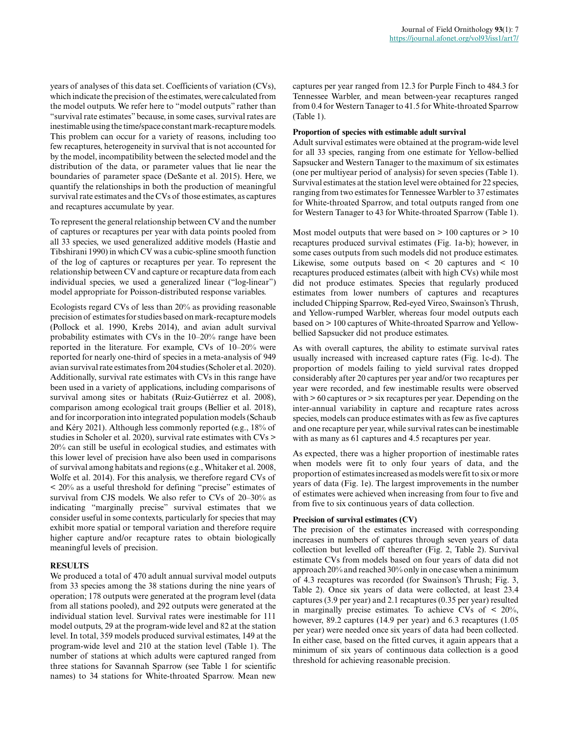years of analyses of this data set. Coefficients of variation (CVs), which indicate the precision of the estimates, were calculated from the model outputs. We refer here to "model outputs" rather than "survival rate estimates" because, in some cases, survival rates are inestimable using the time/space constant mark-recapture models. This problem can occur for a variety of reasons, including too few recaptures, heterogeneity in survival that is not accounted for by the model, incompatibility between the selected model and the distribution of the data, or parameter values that lie near the boundaries of parameter space (DeSante et al. 2015). Here, we quantify the relationships in both the production of meaningful survival rate estimates and the CVs of those estimates, as captures and recaptures accumulate by year.

To represent the general relationship between CV and the number of captures or recaptures per year with data points pooled from all 33 species, we used generalized additive models (Hastie and Tibshirani 1990) in which CV was a cubic-spline smooth function of the log of captures or recaptures per year. To represent the relationship between CV and capture or recapture data from each individual species, we used a generalized linear ("log-linear") model appropriate for Poisson-distributed response variables.

Ecologists regard CVs of less than 20% as providing reasonable precision of estimates for studies based on mark-recapture models (Pollock et al. 1990, Krebs 2014), and avian adult survival probability estimates with CVs in the 10–20% range have been reported in the literature. For example, CVs of 10–20% were reported for nearly one-third of species in a meta-analysis of 949 avian survival rate estimates from 204 studies (Scholer et al. 2020). Additionally, survival rate estimates with CVs in this range have been used in a variety of applications, including comparisons of survival among sites or habitats (Ruiz-Gutiérrez et al. 2008), comparison among ecological trait groups (Bellier et al. 2018), and for incorporation into integrated population models (Schaub and Kéry 2021). Although less commonly reported (e.g., 18% of studies in Scholer et al. 2020), survival rate estimates with CVs > 20% can still be useful in ecological studies, and estimates with this lower level of precision have also been used in comparisons of survival among habitats and regions (e.g., Whitaker et al. 2008, Wolfe et al. 2014). For this analysis, we therefore regard CVs of < 20% as a useful threshold for defining "precise" estimates of survival from CJS models. We also refer to CVs of 20–30% as indicating "marginally precise" survival estimates that we consider useful in some contexts, particularly for species that may exhibit more spatial or temporal variation and therefore require higher capture and/or recapture rates to obtain biologically meaningful levels of precision.

## RESULTS

We produced a total of 470 adult annual survival model outputs from 33 species among the 38 stations during the nine years of operation; 178 outputs were generated at the program level (data from all stations pooled), and 292 outputs were generated at the individual station level. Survival rates were inestimable for 111 model outputs, 29 at the program-wide level and 82 at the station level. In total, 359 models produced survival estimates, 149 at the program-wide level and 210 at the station level (Table 1). The number of stations at which adults were captured ranged from three stations for Savannah Sparrow (see Table 1 for scientific names) to 34 stations for White-throated Sparrow. Mean new captures per year ranged from 12.3 for Purple Finch to 484.3 for Tennessee Warbler, and mean between-year recaptures ranged from 0.4 for Western Tanager to 41.5 for White-throated Sparrow (Table 1).

### Proportion of species with estimable adult survival

Adult survival estimates were obtained at the program-wide level for all 33 species, ranging from one estimate for Yellow-bellied Sapsucker and Western Tanager to the maximum of six estimates (one per multiyear period of analysis) for seven species (Table 1). Survival estimates at the station level were obtained for 22 species, ranging from two estimates for Tennessee Warbler to 37 estimates for White-throated Sparrow, and total outputs ranged from one for Western Tanager to 43 for White-throated Sparrow (Table 1).

Most model outputs that were based on > 100 captures or > 10 recaptures produced survival estimates (Fig. 1a-b); however, in some cases outputs from such models did not produce estimates. Likewise, some outputs based on < 20 captures and < 10 recaptures produced estimates (albeit with high CVs) while most did not produce estimates. Species that regularly produced estimates from lower numbers of captures and recaptures included Chipping Sparrow, Red-eyed Vireo, Swainson's Thrush, and Yellow-rumped Warbler, whereas four model outputs each based on > 100 captures of White-throated Sparrow and Yellow-bellied Sapsucker did not produce estimates.

As with overall captures, the ability to estimate survival rates usually increased with increased capture rates (Fig. 1c-d). The proportion of models failing to yield survival rates dropped considerably after 20 captures per year and/or two recaptures per year were recorded, and few inestimable results were observed with > 60 captures or > six recaptures per year. Depending on the inter-annual variability in capture and recapture rates across species, models can produce estimates with as few as five captures and one recapture per year, while survival rates can be inestimable with as many as 61 captures and 4.5 recaptures per year.

As expected, there was a higher proportion of inestimable rates when models were fit to only four years of data, and the proportion of estimates increased as models were fit to six or more years of data (Fig. 1e). The largest improvements in the number of estimates were achieved when increasing from four to five and from five to six continuous years of data collection.

### Precision of survival estimates (CV)

The precision of the estimates increased with corresponding increases in numbers of captures through seven years of data collection but levelled off thereafter (Fig. 2, Table 2). Survival estimate CVs from models based on four years of data did not approach 20% and reached 30% only in one case when a minimum of 4.3 recaptures was recorded (for Swainson's Thrush; Fig. 3, Table 2). Once six years of data were collected, at least 23.4 captures (3.9 per year) and 2.1 recaptures (0.35 per year) resulted in marginally precise estimates. To achieve CVs of < 20%, however, 89.2 captures (14.9 per year) and 6.3 recaptures (1.05 per year) were needed once six years of data had been collected. In either case, based on the fitted curves, it again appears that a minimum of six years of continuous data collection is a good threshold for achieving reasonable precision.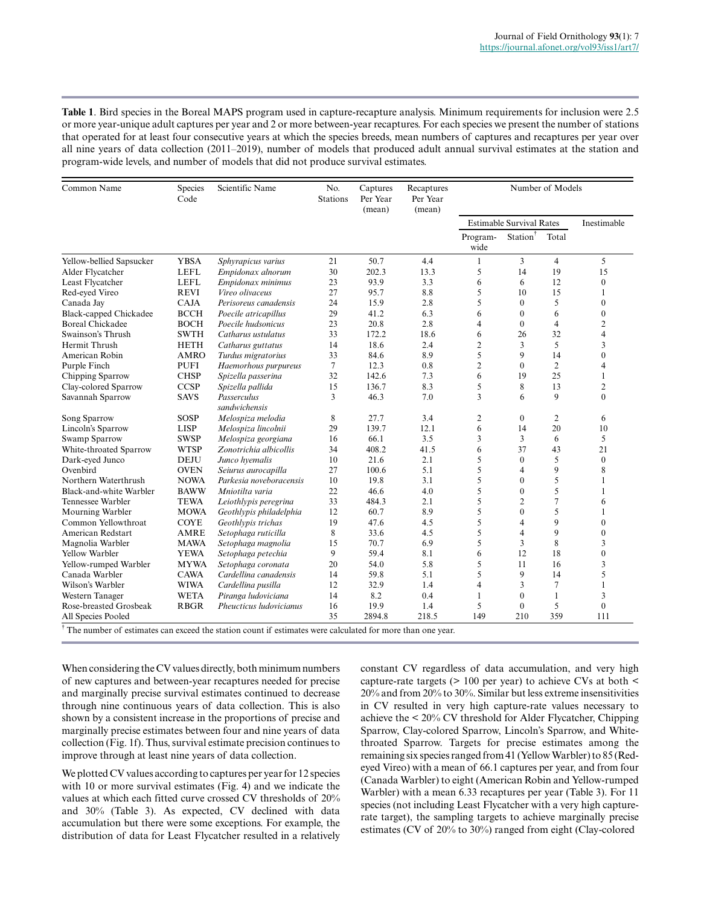**Table 1**. Bird species in the Boreal MAPS program used in capture-recapture analysis. Minimum requirements for inclusion were 2.5 or more year-unique adult captures per year and 2 or more between-year recaptures. For each species we present the number of stations that operated for at least four consecutive years at which the species breeds, mean numbers of captures and recaptures per year over all nine years of data collection (2011–2019), number of models that produced adult annual survival estimates at the station and program-wide levels, and number of models that did not produce survival estimates.

| Common Name | Species Code | Scientific Name | No. Stations | Captures Per Year (mean) | Recaptures Per Year (mean) | Number of Models | | | |
|---|---|---|---|---|---|---|---|---|---|
| | | | | | | Estimable Survival Rates | | | Inestimable |
| | | | | | | Program-wide | Station[†] | Total | |
| Yellow-bellied Sapsucker | YBSA | *Sphyrapicus varius* | 21 | 50.7 | 4.4 | 1 | 3 | 4 | 5 |
| Alder Flycatcher | LEFL | *Empidonax alnorum* | 30 | 202.3 | 13.3 | 5 | 14 | 19 | 15 |
| Least Flycatcher | LEFL | *Empidonax minimus* | 23 | 93.9 | 3.3 | 6 | 6 | 12 | 0 |
| Red-eyed Vireo | REVI | *Vireo olivaceus* | 27 | 95.7 | 8.8 | 5 | 10 | 15 | 1 |
| Canada Jay | CAJA | *Perisoreus canadensis* | 24 | 15.9 | 2.8 | 5 | 0 | 5 | 0 |
| Black-capped Chickadee | BCCH | *Poecile atricapillus* | 29 | 41.2 | 6.3 | 6 | 0 | 6 | 0 |
| Boreal Chickadee | BOCH | *Poecile hudsonicus* | 23 | 20.8 | 2.8 | 4 | 0 | 4 | 2 |
| Swainson's Thrush | SWTH | *Catharus ustulatus* | 33 | 172.2 | 18.6 | 6 | 26 | 32 | 4 |
| Hermit Thrush | HETH | *Catharus guttatus* | 14 | 18.6 | 2.4 | 2 | 3 | 5 | 3 |
| American Robin | AMRO | *Turdus migratorius* | 33 | 84.6 | 8.9 | 5 | 9 | 14 | 0 |
| Purple Finch | PUFI | *Haemorhous purpureus* | 7 | 12.3 | 0.8 | 2 | 0 | 2 | 4 |
| Chipping Sparrow | CHSP | *Spizella passerina* | 32 | 142.6 | 7.3 | 6 | 19 | 25 | 1 |
| Clay-colored Sparrow | CCSP | *Spizella pallida* | 15 | 136.7 | 8.3 | 5 | 8 | 13 | 2 |
| Savannah Sparrow | SAVS | *Passerculus sandwichensis* | 3 | 46.3 | 7.0 | 3 | 6 | 9 | 0 |
| Song Sparrow | SOSP | *Melospiza melodia* | 8 | 27.7 | 3.4 | 2 | 0 | 2 | 6 |
| Lincoln's Sparrow | LISP | *Melospiza lincolnii* | 29 | 139.7 | 12.1 | 6 | 14 | 20 | 10 |
| Swamp Sparrow | SWSP | *Melospiza georgiana* | 16 | 66.1 | 3.5 | 3 | 3 | 6 | 5 |
| White-throated Sparrow | WTSP | *Zonotrichia albicollis* | 34 | 408.2 | 41.5 | 6 | 37 | 43 | 21 |
| Dark-eyed Junco | DEJU | *Junco hyemalis* | 10 | 21.6 | 2.1 | 5 | 0 | 5 | 0 |
| Ovenbird | OVEN | *Seiurus aurocapilla* | 27 | 100.6 | 5.1 | 5 | 4 | 9 | 8 |
| Northern Waterthrush | NOWA | *Parkesia noveboracensis* | 10 | 19.8 | 3.1 | 5 | 0 | 5 | 1 |
| Black-and-white Warbler | BAWW | *Mniotilta varia* | 22 | 46.6 | 4.0 | 5 | 0 | 5 | 1 |
| Tennessee Warbler | TEWA | *Leiothlypis peregrina* | 33 | 484.3 | 2.1 | 5 | 2 | 7 | 6 |
| Mourning Warbler | MOWA | *Geothlypis philadelphia* | 12 | 60.7 | 8.9 | 5 | 0 | 5 | 1 |
| Common Yellowthroat | COYE | *Geothlypis trichas* | 19 | 47.6 | 4.5 | 5 | 4 | 9 | 0 |
| American Redstart | AMRE | *Setophaga ruticilla* | 8 | 33.6 | 4.5 | 5 | 4 | 9 | 0 |
| Magnolia Warbler | MAWA | *Setophaga magnolia* | 15 | 70.7 | 6.9 | 5 | 3 | 8 | 3 |
| Yellow Warbler | YEWA | *Setophaga petechia* | 9 | 59.4 | 8.1 | 6 | 12 | 18 | 0 |
| Yellow-rumped Warbler | MYWA | *Setophaga coronata* | 20 | 54.0 | 5.8 | 5 | 11 | 16 | 3 |
| Canada Warbler | CAWA | *Cardellina canadensis* | 14 | 59.8 | 5.1 | 5 | 9 | 14 | 5 |
| Wilson's Warbler | WIWA | *Cardellina pusilla* | 12 | 32.9 | 1.4 | 4 | 3 | 7 | 1 |
| Western Tanager | WETA | *Piranga ludoviciana* | 14 | 8.2 | 0.4 | 1 | 0 | 1 | 3 |
| Rose-breasted Grosbeak | RBGR | *Pheucticus ludovicianus* | 16 | 19.9 | 1.4 | 5 | 0 | 5 | 0 |
| All Species Pooled | | | 35 | 2894.8 | 218.5 | 149 | 210 | 359 | 111 |

[†] The number of estimates can exceed the station count if estimates were calculated for more than one year.

When considering the CV values directly, both minimum numbers of new captures and between-year recaptures needed for precise and marginally precise survival estimates continued to decrease through nine continuous years of data collection. This is also shown by a consistent increase in the proportions of precise and marginally precise estimates between four and nine years of data collection (Fig. 1f). Thus, survival estimate precision continues to improve through at least nine years of data collection.

We plotted CV values according to captures per year for 12 species with 10 or more survival estimates (Fig. 4) and we indicate the values at which each fitted curve crossed CV thresholds of 20% and 30% (Table 3). As expected, CV declined with data accumulation but there were some exceptions. For example, the distribution of data for Least Flycatcher resulted in a relatively constant CV regardless of data accumulation, and very high capture-rate targets (> 100 per year) to achieve CVs at both < 20% and from 20% to 30%. Similar but less extreme insensitivities in CV resulted in very high capture-rate values necessary to achieve the < 20% CV threshold for Alder Flycatcher, Chipping Sparrow, Clay-colored Sparrow, Lincoln's Sparrow, and White-throated Sparrow. Targets for precise estimates among the remaining six species ranged from 41 (Yellow Warbler) to 85 (Red-eyed Vireo) with a mean of 66.1 captures per year, and from four (Canada Warbler) to eight (American Robin and Yellow-rumped Warbler) with a mean 6.33 recaptures per year (Table 3). For 11 species (not including Least Flycatcher with a very high capture-rate target), the sampling targets to achieve marginally precise estimates (CV of 20% to 30%) ranged from eight (Clay-colored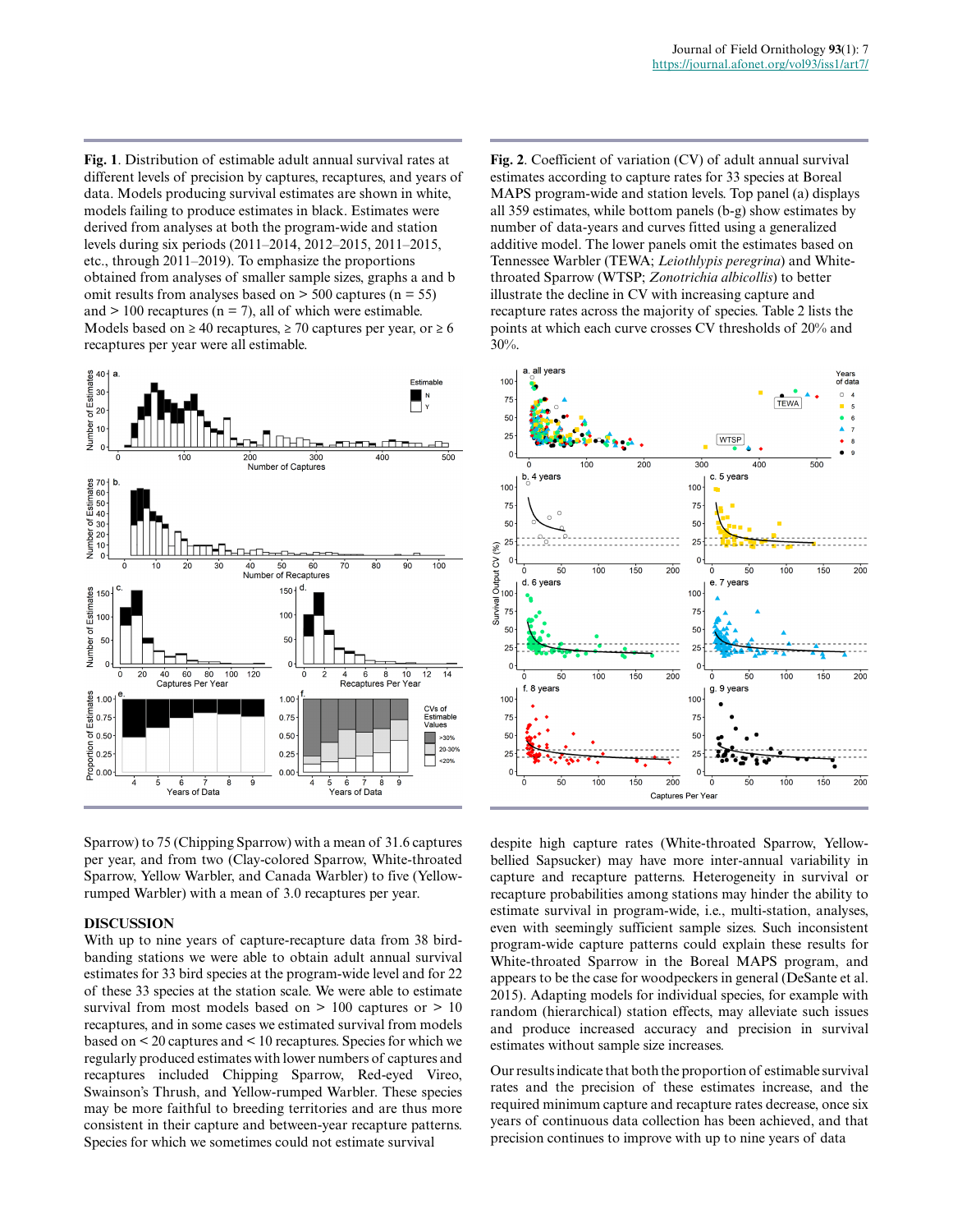**Fig. 1**. Distribution of estimable adult annual survival rates at different levels of precision by captures, recaptures, and years of data. Models producing survival estimates are shown in white, models failing to produce estimates in black. Estimates were derived from analyses at both the program-wide and station levels during six periods (2011–2014, 2012–2015, 2011–2015, etc., through 2011–2019). To emphasize the proportions obtained from analyses of smaller sample sizes, graphs a and b omit results from analyses based on > 500 captures (n = 55) and > 100 recaptures (n = 7), all of which were estimable. Models based on ≥ 40 recaptures, ≥ 70 captures per year, or ≥ 6 recaptures per year were all estimable.

**Fig. 2**. Coefficient of variation (CV) of adult annual survival estimates according to capture rates for 33 species at Boreal MAPS program-wide and station levels. Top panel (a) displays all 359 estimates, while bottom panels (b-g) show estimates by number of data-years and curves fitted using a generalized additive model. The lower panels omit the estimates based on Tennessee Warbler (TEWA; *Leiothlypis peregrina*) and White-throated Sparrow (WTSP; *Zonotrichia albicollis*) to better illustrate the decline in CV with increasing capture and recapture rates across the majority of species. Table 2 lists the points at which each curve crosses CV thresholds of 20% and 30%.

Sparrow) to 75 (Chipping Sparrow) with a mean of 31.6 captures per year, and from two (Clay-colored Sparrow, White-throated Sparrow, Yellow Warbler, and Canada Warbler) to five (Yellow-rumped Warbler) with a mean of 3.0 recaptures per year.

## DISCUSSION

With up to nine years of capture-recapture data from 38 bird-banding stations we were able to obtain adult annual survival estimates for 33 bird species at the program-wide level and for 22 of these 33 species at the station scale. We were able to estimate survival from most models based on > 100 captures or > 10 recaptures, and in some cases we estimated survival from models based on < 20 captures and < 10 recaptures. Species for which we regularly produced estimates with lower numbers of captures and recaptures included Chipping Sparrow, Red-eyed Vireo, Swainson's Thrush, and Yellow-rumped Warbler. These species may be more faithful to breeding territories and are thus more consistent in their capture and between-year recapture patterns. Species for which we sometimes could not estimate survival despite high capture rates (White-throated Sparrow, Yellow-bellied Sapsucker) may have more inter-annual variability in capture and recapture patterns. Heterogeneity in survival or recapture probabilities among stations may hinder the ability to estimate survival in program-wide, i.e., multi-station, analyses, even with seemingly sufficient sample sizes. Such inconsistent program-wide capture patterns could explain these results for White-throated Sparrow in the Boreal MAPS program, and appears to be the case for woodpeckers in general (DeSante et al. 2015). Adapting models for individual species, for example with random (hierarchical) station effects, may alleviate such issues and produce increased accuracy and precision in survival estimates without sample size increases.

Our results indicate that both the proportion of estimable survival rates and the precision of these estimates increase, and the required minimum capture and recapture rates decrease, once six years of continuous data collection has been achieved, and that precision continues to improve with up to nine years of data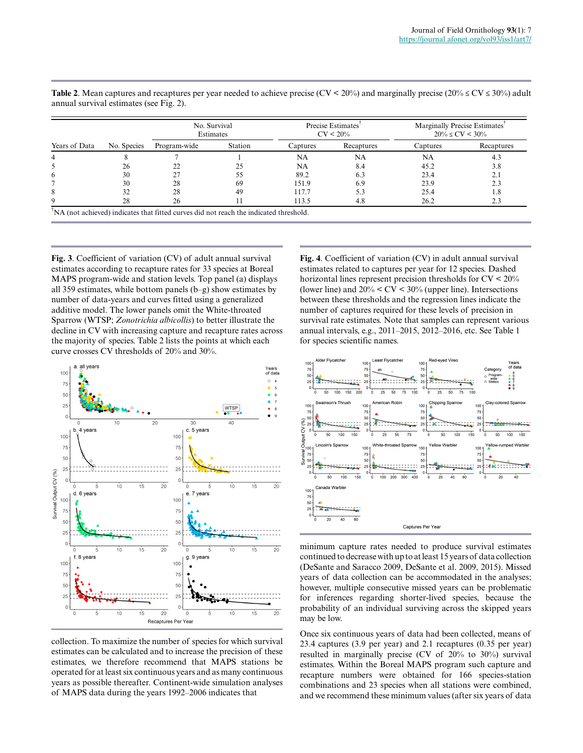**Table 2**. Mean captures and recaptures per year needed to achieve precise (CV < 20%) and marginally precise (20% ≤ CV ≤ 30%) adult annual survival estimates (see Fig. 2).

| Years of Data | No. Species | No. Survival Estimates | | Precise Estimates[†] CV < 20% | | Marginally Precise Estimates[†] 20% ≤ CV < 30% | |
|---|---|---|---|---|---|---|---|
| | | Program-wide | Station | Captures | Recaptures | Captures | Recaptures |
| 4 | 8 | 7 | 1 | NA | NA | NA | 4.3 |
| 5 | 26 | 22 | 25 | NA | 8.4 | 45.2 | 3.8 |
| 6 | 30 | 27 | 55 | 89.2 | 6.3 | 23.4 | 2.1 |
| 7 | 30 | 28 | 69 | 151.9 | 6.9 | 23.9 | 2.3 |
| 8 | 32 | 28 | 49 | 117.7 | 5.3 | 25.4 | 1.8 |
| 9 | 28 | 26 | 11 | 113.5 | 4.8 | 26.2 | 2.3 |

[†]NA (not achieved) indicates that fitted curves did not reach the indicated threshold.

**Fig. 3**. Coefficient of variation (CV) of adult annual survival estimates according to recapture rates for 33 species at Boreal MAPS program-wide and station levels. Top panel (a) displays all 359 estimates, while bottom panels (b–g) show estimates by number of data-years and curves fitted using a generalized additive model. The lower panels omit the White-throated Sparrow (WTSP; *Zonotrichia albicollis*) to better illustrate the decline in CV with increasing capture and recapture rates across the majority of species. Table 2 lists the points at which each curve crosses CV thresholds of 20% and 30%.

**Fig. 4**. Coefficient of variation (CV) in adult annual survival estimates related to captures per year for 12 species. Dashed horizontal lines represent precision thresholds for CV < 20% (lower line) and 20% < CV < 30% (upper line). Intersections between these thresholds and the regression lines indicate the number of captures required for these levels of precision in survival rate estimates. Note that samples can represent various annual intervals, e.g., 2011–2015, 2012–2016, etc. See Table 1 for species scientific names.

collection. To maximize the number of species for which survival estimates can be calculated and to increase the precision of these estimates, we therefore recommend that MAPS stations be operated for at least six continuous years and as many continuous years as possible thereafter. Continent-wide simulation analyses of MAPS data during the years 1992–2006 indicates that minimum capture rates needed to produce survival estimates continued to decrease with up to at least 15 years of data collection (DeSante and Saracco 2009, DeSante et al. 2009, 2015). Missed years of data collection can be accommodated in the analyses; however, multiple consecutive missed years can be problematic for inferences regarding shorter-lived species, because the probability of an individual surviving across the skipped years may be low.

Once six continuous years of data had been collected, means of 23.4 captures (3.9 per year) and 2.1 recaptures (0.35 per year) resulted in marginally precise (CV of 20% to 30%) survival estimates. Within the Boreal MAPS program such capture and recapture numbers were obtained for 166 species-station combinations and 23 species when all stations were combined, and we recommend these minimum values (after six years of data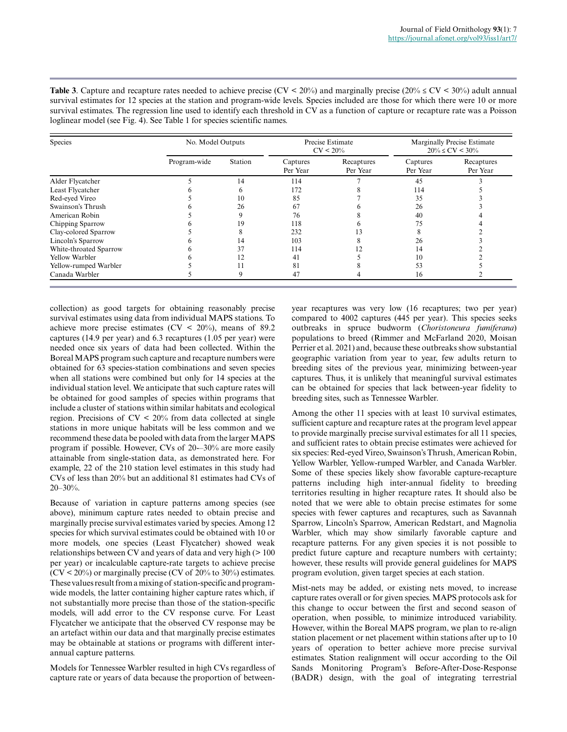**Table 3**. Capture and recapture rates needed to achieve precise (CV < 20%) and marginally precise (20% ≤ CV < 30%) adult annual survival estimates for 12 species at the station and program-wide levels. Species included are those for which there were 10 or more survival estimates. The regression line used to identify each threshold in CV as a function of capture or recapture rate was a Poisson loglinear model (see Fig. 4). See Table 1 for species scientific names.

| Species | No. Model Outputs | | Precise Estimate CV < 20% | | Marginally Precise Estimate 20% ≤ CV < 30% | |
|---|---|---|---|---|---|---|
| | Program-wide | Station | Captures Per Year | Recaptures Per Year | Captures Per Year | Recaptures Per Year |
| Alder Flycatcher | 5 | 14 | 114 | 7 | 45 | 3 |
| Least Flycatcher | 6 | 6 | 172 | 8 | 114 | 5 |
| Red-eyed Vireo | 5 | 10 | 85 | 7 | 35 | 3 |
| Swainson's Thrush | 6 | 26 | 67 | 6 | 26 | 3 |
| American Robin | 5 | 9 | 76 | 8 | 40 | 4 |
| Chipping Sparrow | 6 | 19 | 118 | 6 | 75 | 4 |
| Clay-colored Sparrow | 5 | 8 | 232 | 13 | 8 | 2 |
| Lincoln's Sparrow | 6 | 14 | 103 | 8 | 26 | 3 |
| White-throated Sparrow | 6 | 37 | 114 | 12 | 14 | 2 |
| Yellow Warbler | 6 | 12 | 41 | 5 | 10 | 2 |
| Yellow-rumped Warbler | 5 | 11 | 81 | 8 | 53 | 5 |
| Canada Warbler | 5 | 9 | 47 | 4 | 16 | 2 |

collection) as good targets for obtaining reasonably precise survival estimates using data from individual MAPS stations. To achieve more precise estimates (CV < 20%), means of 89.2 captures (14.9 per year) and 6.3 recaptures (1.05 per year) were needed once six years of data had been collected. Within the Boreal MAPS program such capture and recapture numbers were obtained for 63 species-station combinations and seven species when all stations were combined but only for 14 species at the individual station level. We anticipate that such capture rates will be obtained for good samples of species within programs that include a cluster of stations within similar habitats and ecological region. Precisions of CV < 20% from data collected at single stations in more unique habitats will be less common and we recommend these data be pooled with data from the larger MAPS program if possible. However, CVs of 20-–30% are more easily attainable from single-station data, as demonstrated here. For example, 22 of the 210 station level estimates in this study had CVs of less than 20% but an additional 81 estimates had CVs of 20–30%.

Because of variation in capture patterns among species (see above), minimum capture rates needed to obtain precise and marginally precise survival estimates varied by species. Among 12 species for which survival estimates could be obtained with 10 or more models, one species (Least Flycatcher) showed weak relationships between CV and years of data and very high (> 100 per year) or incalculable capture-rate targets to achieve precise (CV < 20%) or marginally precise (CV of 20% to 30%) estimates. These values result from a mixing of station-specific and program-wide models, the latter containing higher capture rates which, if not substantially more precise than those of the station-specific models, will add error to the CV response curve. For Least Flycatcher we anticipate that the observed CV response may be an artefact within our data and that marginally precise estimates may be obtainable at stations or programs with different inter-annual capture patterns.

Models for Tennessee Warbler resulted in high CVs regardless of capture rate or years of data because the proportion of between-year recaptures was very low (16 recaptures; two per year) compared to 4002 captures (445 per year). This species seeks outbreaks in spruce budworm (*Choristoneura fumiferana*) populations to breed (Rimmer and McFarland 2020, Moisan Perrier et al. 2021) and, because these outbreaks show substantial geographic variation from year to year, few adults return to breeding sites of the previous year, minimizing between-year captures. Thus, it is unlikely that meaningful survival estimates can be obtained for species that lack between-year fidelity to breeding sites, such as Tennessee Warbler.

Among the other 11 species with at least 10 survival estimates, sufficient capture and recapture rates at the program level appear to provide marginally precise survival estimates for all 11 species, and sufficient rates to obtain precise estimates were achieved for six species: Red-eyed Vireo, Swainson's Thrush, American Robin, Yellow Warbler, Yellow-rumped Warbler, and Canada Warbler. Some of these species likely show favorable capture-recapture patterns including high inter-annual fidelity to breeding territories resulting in higher recapture rates. It should also be noted that we were able to obtain precise estimates for some species with fewer captures and recaptures, such as Savannah Sparrow, Lincoln's Sparrow, American Redstart, and Magnolia Warbler, which may show similarly favorable capture and recapture patterns. For any given species it is not possible to predict future capture and recapture numbers with certainty; however, these results will provide general guidelines for MAPS program evolution, given target species at each station.

Mist-nets may be added, or existing nets moved, to increase capture rates overall or for given species. MAPS protocols ask for this change to occur between the first and second season of operation, when possible, to minimize introduced variability. However, within the Boreal MAPS program, we plan to re-align station placement or net placement within stations after up to 10 years of operation to better achieve more precise survival estimates. Station realignment will occur according to the Oil Sands Monitoring Program's Before-After-Dose-Response (BADR) design, with the goal of integrating terrestrial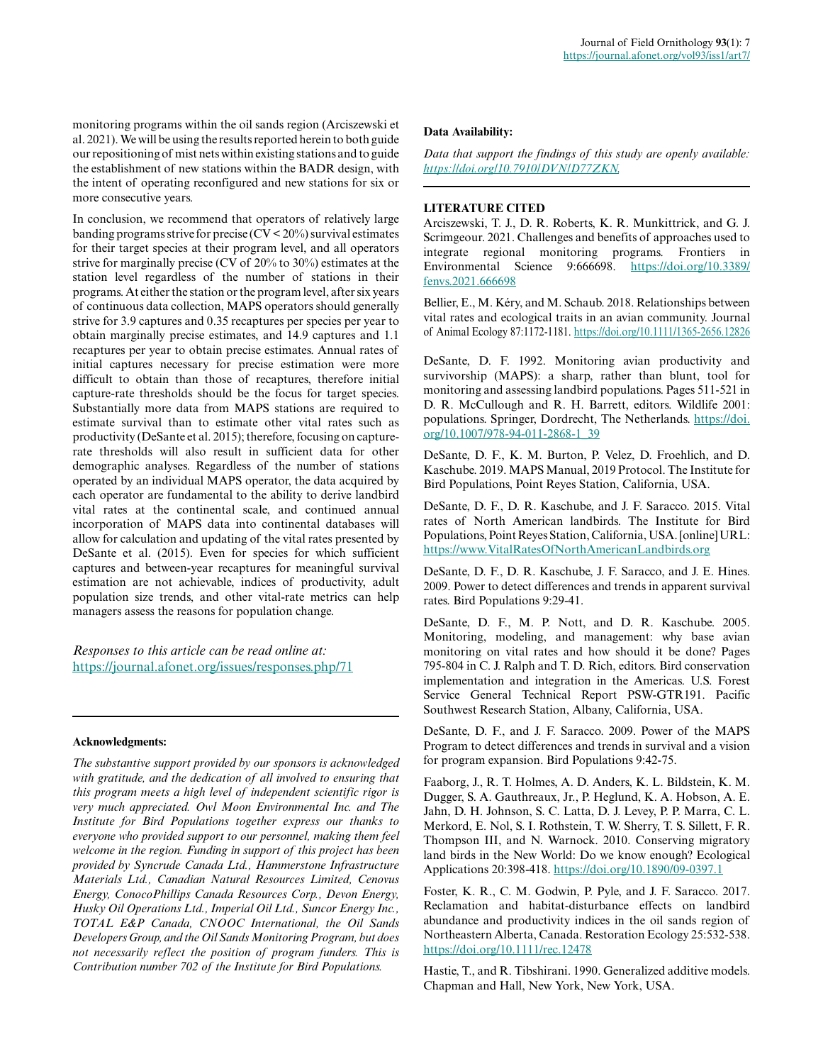monitoring programs within the oil sands region (Arciszewski et al. 2021). We will be using the results reported herein to both guide our repositioning of mist nets within existing stations and to guide the establishment of new stations within the BADR design, with the intent of operating reconfigured and new stations for six or more consecutive years.

In conclusion, we recommend that operators of relatively large banding programs strive for precise (CV < 20%) survival estimates for their target species at their program level, and all operators strive for marginally precise (CV of 20% to 30%) estimates at the station level regardless of the number of stations in their programs. At either the station or the program level, after six years of continuous data collection, MAPS operators should generally strive for 3.9 captures and 0.35 recaptures per species per year to obtain marginally precise estimates, and 14.9 captures and 1.1 recaptures per year to obtain precise estimates. Annual rates of initial captures necessary for precise estimation were more difficult to obtain than those of recaptures, therefore initial capture-rate thresholds should be the focus for target species. Substantially more data from MAPS stations are required to estimate survival than to estimate other vital rates such as productivity (DeSante et al. 2015); therefore, focusing on capture-rate thresholds will also result in sufficient data for other demographic analyses. Regardless of the number of stations operated by an individual MAPS operator, the data acquired by each operator are fundamental to the ability to derive landbird vital rates at the continental scale, and continued annual incorporation of MAPS data into continental databases will allow for calculation and updating of the vital rates presented by DeSante et al. (2015). Even for species for which sufficient captures and between-year recaptures for meaningful survival estimation are not achievable, indices of productivity, adult population size trends, and other vital-rate metrics can help managers assess the reasons for population change.

*Responses to this article can be read online at:*
https://journal.afonet.org/issues/responses.php/71

**Acknowledgments:**

*The substantive support provided by our sponsors is acknowledged with gratitude, and the dedication of all involved to ensuring that this program meets a high level of independent scientific rigor is very much appreciated. Owl Moon Environmental Inc. and The Institute for Bird Populations together express our thanks to everyone who provided support to our personnel, making them feel welcome in the region. Funding in support of this project has been provided by Syncrude Canada Ltd., Hammerstone Infrastructure Materials Ltd., Canadian Natural Resources Limited, Cenovus Energy, ConocoPhillips Canada Resources Corp., Devon Energy, Husky Oil Operations Ltd., Imperial Oil Ltd., Suncor Energy Inc., TOTAL E&P Canada, CNOOC International, the Oil Sands Developers Group, and the Oil Sands Monitoring Program, but does not necessarily reflect the position of program funders. This is Contribution number 702 of the Institute for Bird Populations.*

**Data Availability:**

*Data that support the findings of this study are openly available: https://doi.org/10.7910/DVN/D77ZKN.*

**LITERATURE CITED**

Arciszewski, T. J., D. R. Roberts, K. R. Munkittrick, and G. J. Scrimgeour. 2021. Challenges and benefits of approaches used to integrate regional monitoring programs. Frontiers in Environmental Science 9:666698. https://doi.org/10.3389/fenvs.2021.666698

Bellier, E., M. Kéry, and M. Schaub. 2018. Relationships between vital rates and ecological traits in an avian community. Journal of Animal Ecology 87:1172-1181. https://doi.org/10.1111/1365-2656.12826

DeSante, D. F. 1992. Monitoring avian productivity and survivorship (MAPS): a sharp, rather than blunt, tool for monitoring and assessing landbird populations. Pages 511-521 in D. R. McCullough and R. H. Barrett, editors. Wildlife 2001: populations. Springer, Dordrecht, The Netherlands. https://doi.org/10.1007/978-94-011-2868-1_39

DeSante, D. F., K. M. Burton, P. Velez, D. Froehlich, and D. Kaschube. 2019. MAPS Manual, 2019 Protocol. The Institute for Bird Populations, Point Reyes Station, California, USA.

DeSante, D. F., D. R. Kaschube, and J. F. Saracco. 2015. Vital rates of North American landbirds. The Institute for Bird Populations, Point Reyes Station, California, USA. [online] URL: https://www.VitalRatesOfNorthAmericanLandbirds.org

DeSante, D. F., D. R. Kaschube, J. F. Saracco, and J. E. Hines. 2009. Power to detect differences and trends in apparent survival rates. Bird Populations 9:29-41.

DeSante, D. F., M. P. Nott, and D. R. Kaschube. 2005. Monitoring, modeling, and management: why base avian monitoring on vital rates and how should it be done? Pages 795-804 in C. J. Ralph and T. D. Rich, editors. Bird conservation implementation and integration in the Americas. U.S. Forest Service General Technical Report PSW-GTR191. Pacific Southwest Research Station, Albany, California, USA.

DeSante, D. F., and J. F. Saracco. 2009. Power of the MAPS Program to detect differences and trends in survival and a vision for program expansion. Bird Populations 9:42-75.

Faaborg, J., R. T. Holmes, A. D. Anders, K. L. Bildstein, K. M. Dugger, S. A. Gauthreaux, Jr., P. Heglund, K. A. Hobson, A. E. Jahn, D. H. Johnson, S. C. Latta, D. J. Levey, P. P. Marra, C. L. Merkord, E. Nol, S. I. Rothstein, T. W. Sherry, T. S. Sillett, F. R. Thompson III, and N. Warnock. 2010. Conserving migratory land birds in the New World: Do we know enough? Ecological Applications 20:398-418. https://doi.org/10.1890/09-0397.1

Foster, K. R., C. M. Godwin, P. Pyle, and J. F. Saracco. 2017. Reclamation and habitat-disturbance effects on landbird abundance and productivity indices in the oil sands region of Northeastern Alberta, Canada. Restoration Ecology 25:532-538. https://doi.org/10.1111/rec.12478

Hastie, T., and R. Tibshirani. 1990. Generalized additive models. Chapman and Hall, New York, New York, USA.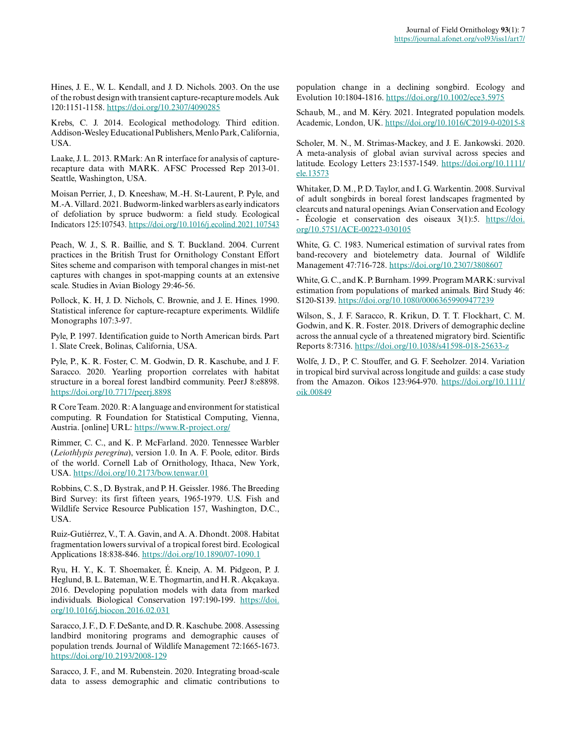Hines, J. E., W. L. Kendall, and J. D. Nichols. 2003. On the use of the robust design with transient capture-recapture models. Auk 120:1151-1158. https://doi.org/10.2307/4090285

Krebs, C. J. 2014. Ecological methodology. Third edition. Addison-Wesley Educational Publishers, Menlo Park, California, USA.

Laake, J. L. 2013. RMark: An R interface for analysis of capture-recapture data with MARK. AFSC Processed Rep 2013-01. Seattle, Washington, USA.

Moisan Perrier, J., D. Kneeshaw, M.-H. St-Laurent, P. Pyle, and M.-A. Villard. 2021. Budworm-linked warblers as early indicators of defoliation by spruce budworm: a field study. Ecological Indicators 125:107543. https://doi.org/10.1016/j.ecolind.2021.107543

Peach, W. J., S. R. Baillie, and S. T. Buckland. 2004. Current practices in the British Trust for Ornithology Constant Effort Sites scheme and comparison with temporal changes in mist-net captures with changes in spot-mapping counts at an extensive scale. Studies in Avian Biology 29:46-56.

Pollock, K. H, J. D. Nichols, C. Brownie, and J. E. Hines. 1990. Statistical inference for capture-recapture experiments. Wildlife Monographs 107:3-97.

Pyle, P. 1997. Identification guide to North American birds. Part 1. Slate Creek, Bolinas, California, USA.

Pyle, P., K. R. Foster, C. M. Godwin, D. R. Kaschube, and J. F. Saracco. 2020. Yearling proportion correlates with habitat structure in a boreal forest landbird community. PeerJ 8:e8898. https://doi.org/10.7717/peerj.8898

R Core Team. 2020. R: A language and environment for statistical computing. R Foundation for Statistical Computing, Vienna, Austria. [online] URL: https://www.R-project.org/

Rimmer, C. C., and K. P. McFarland. 2020. Tennessee Warbler (*Leiothlypis peregrina*), version 1.0. In A. F. Poole, editor. Birds of the world. Cornell Lab of Ornithology, Ithaca, New York, USA. https://doi.org/10.2173/bow.tenwar.01

Robbins, C. S., D. Bystrak, and P. H. Geissler. 1986. The Breeding Bird Survey: its first fifteen years, 1965-1979. U.S. Fish and Wildlife Service Resource Publication 157, Washington, D.C., USA.

Ruiz-Gutiérrez, V., T. A. Gavin, and A. A. Dhondt. 2008. Habitat fragmentation lowers survival of a tropical forest bird. Ecological Applications 18:838-846. https://doi.org/10.1890/07-1090.1

Ryu, H. Y., K. T. Shoemaker, É. Kneip, A. M. Pidgeon, P. J. Heglund, B. L. Bateman, W. E. Thogmartin, and H. R. Akçakaya. 2016. Developing population models with data from marked individuals. Biological Conservation 197:190-199. https://doi.org/10.1016/j.biocon.2016.02.031

Saracco, J. F., D. F. DeSante, and D. R. Kaschube. 2008. Assessing landbird monitoring programs and demographic causes of population trends. Journal of Wildlife Management 72:1665-1673. https://doi.org/10.2193/2008-129

Saracco, J. F., and M. Rubenstein. 2020. Integrating broad-scale data to assess demographic and climatic contributions to population change in a declining songbird. Ecology and Evolution 10:1804-1816. https://doi.org/10.1002/ece3.5975

Schaub, M., and M. Kéry. 2021. Integrated population models. Academic, London, UK. https://doi.org/10.1016/C2019-0-02015-8

Scholer, M. N., M. Strimas-Mackey, and J. E. Jankowski. 2020. A meta-analysis of global avian survival across species and latitude. Ecology Letters 23:1537-1549. https://doi.org/10.1111/ele.13573

Whitaker, D. M., P. D. Taylor, and I. G. Warkentin. 2008. Survival of adult songbirds in boreal forest landscapes fragmented by clearcuts and natural openings. Avian Conservation and Ecology - Écologie et conservation des oiseaux 3(1):5. https://doi.org/10.5751/ACE-00223-030105

White, G. C. 1983. Numerical estimation of survival rates from band-recovery and biotelemetry data. Journal of Wildlife Management 47:716-728. https://doi.org/10.2307/3808607

White, G. C., and K. P. Burnham. 1999. Program MARK: survival estimation from populations of marked animals. Bird Study 46: S120-S139. https://doi.org/10.1080/00063659909477239

Wilson, S., J. F. Saracco, R. Krikun, D. T. T. Flockhart, C. M. Godwin, and K. R. Foster. 2018. Drivers of demographic decline across the annual cycle of a threatened migratory bird. Scientific Reports 8:7316. https://doi.org/10.1038/s41598-018-25633-z

Wolfe, J. D., P. C. Stouffer, and G. F. Seeholzer. 2014. Variation in tropical bird survival across longitude and guilds: a case study from the Amazon. Oikos 123:964-970. https://doi.org/10.1111/oik.00849